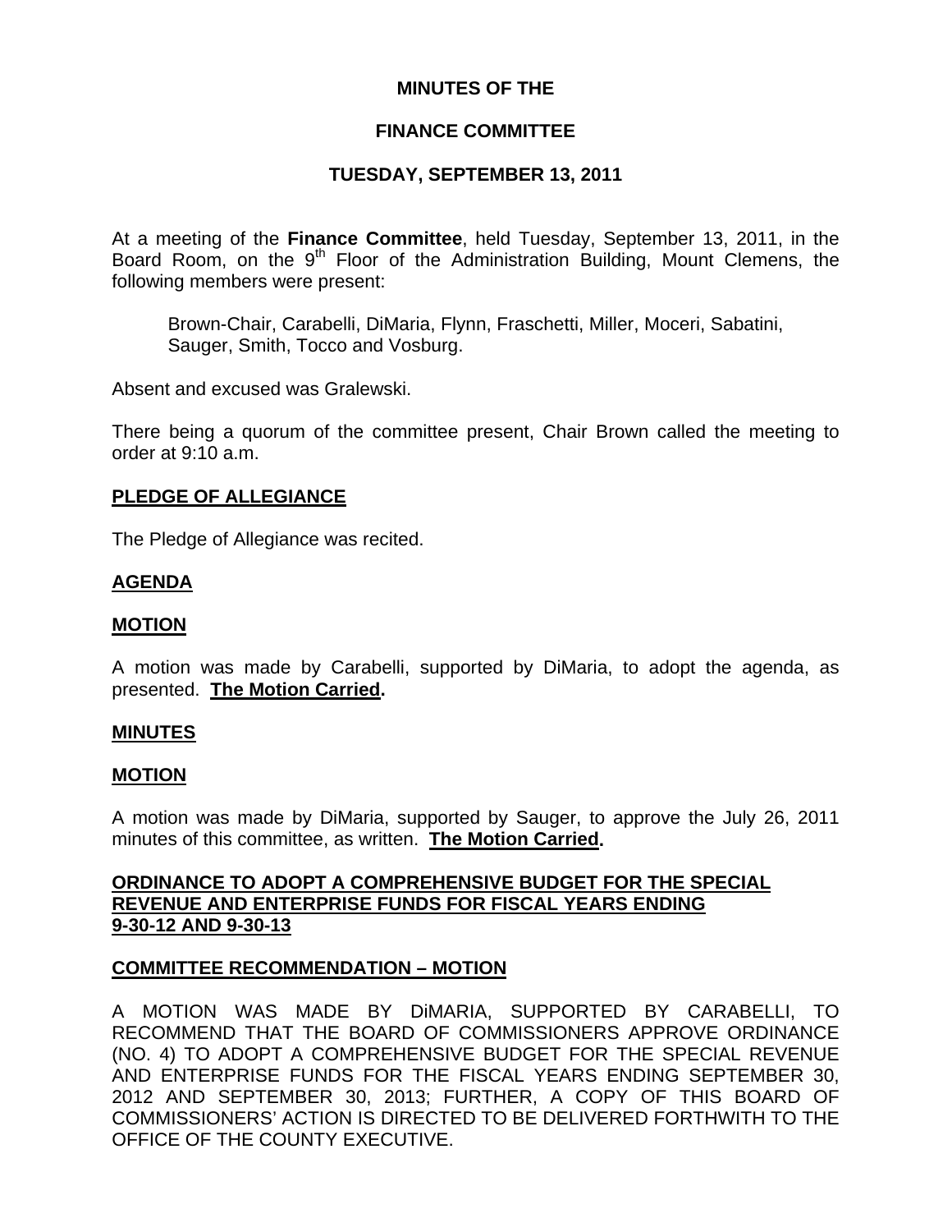# MINUTES OF THE

## FINANCE COMMITTEE

## TUESDAY, SEPTEMBER 13, 2011

At a meeting of the **Finance Committee**, held Tuesday, September 13, 2011, in the Board Room, on the 9th Floor of the Administration Building, Mount Clemens, the following members were present:

> Brown-Chair, Carabelli, DiMaria, Flynn, Fraschetti, Miller, Moceri, Sabatini, Sauger, Smith, Tocco and Vosburg.

Absent and excused was Gralewski.

There being a quorum of the committee present, Chair Brown called the meeting to order at 9:10 a.m.

**PLEDGE OF ALLEGIANCE**

The Pledge of Allegiance was recited.

**AGENDA**

**MOTION**

A motion was made by Carabelli, supported by DiMaria, to adopt the agenda, as presented. **The Motion Carried.**

**MINUTES**

**MOTION**

A motion was made by DiMaria, supported by Sauger, to approve the July 26, 2011 minutes of this committee, as written. **The Motion Carried.**

**ORDINANCE TO ADOPT A COMPREHENSIVE BUDGET FOR THE SPECIAL REVENUE AND ENTERPRISE FUNDS FOR FISCAL YEARS ENDING 9-30-12 AND 9-30-13**

**COMMITTEE RECOMMENDATION – MOTION**

A MOTION WAS MADE BY DiMARIA, SUPPORTED BY CARABELLI, TO RECOMMEND THAT THE BOARD OF COMMISSIONERS APPROVE ORDINANCE (NO. 4) TO ADOPT A COMPREHENSIVE BUDGET FOR THE SPECIAL REVENUE AND ENTERPRISE FUNDS FOR THE FISCAL YEARS ENDING SEPTEMBER 30, 2012 AND SEPTEMBER 30, 2013; FURTHER, A COPY OF THIS BOARD OF COMMISSIONERS' ACTION IS DIRECTED TO BE DELIVERED FORTHWITH TO THE OFFICE OF THE COUNTY EXECUTIVE.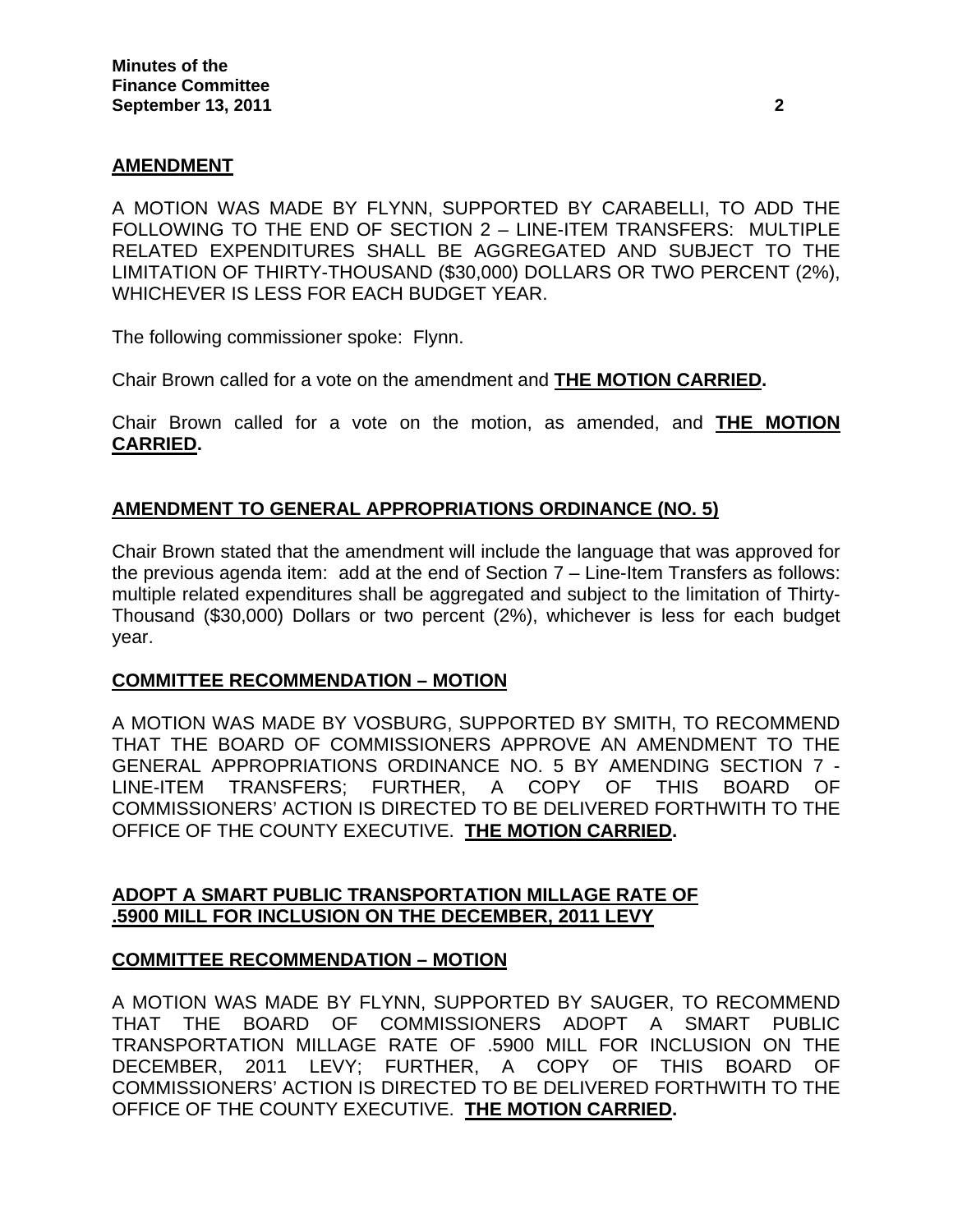## AMENDMENT

A MOTION WAS MADE BY FLYNN, SUPPORTED BY CARABELLI, TO ADD THE FOLLOWING TO THE END OF SECTION 2 – LINE-ITEM TRANSFERS: MULTIPLE RELATED EXPENDITURES SHALL BE AGGREGATED AND SUBJECT TO THE LIMITATION OF THIRTY-THOUSAND ($30,000) DOLLARS OR TWO PERCENT (2%), WHICHEVER IS LESS FOR EACH BUDGET YEAR.

The following commissioner spoke: Flynn.

Chair Brown called for a vote on the amendment and **THE MOTION CARRIED.**

Chair Brown called for a vote on the motion, as amended, and **THE MOTION CARRIED.**

## AMENDMENT TO GENERAL APPROPRIATIONS ORDINANCE (NO. 5)

Chair Brown stated that the amendment will include the language that was approved for the previous agenda item: add at the end of Section 7 – Line-Item Transfers as follows: multiple related expenditures shall be aggregated and subject to the limitation of Thirty-Thousand ($30,000) Dollars or two percent (2%), whichever is less for each budget year.

## COMMITTEE RECOMMENDATION – MOTION

A MOTION WAS MADE BY VOSBURG, SUPPORTED BY SMITH, TO RECOMMEND THAT THE BOARD OF COMMISSIONERS APPROVE AN AMENDMENT TO THE GENERAL APPROPRIATIONS ORDINANCE NO. 5 BY AMENDING SECTION 7 - LINE-ITEM TRANSFERS; FURTHER, A COPY OF THIS BOARD OF COMMISSIONERS' ACTION IS DIRECTED TO BE DELIVERED FORTHWITH TO THE OFFICE OF THE COUNTY EXECUTIVE. **THE MOTION CARRIED.**

## ADOPT A SMART PUBLIC TRANSPORTATION MILLAGE RATE OF .5900 MILL FOR INCLUSION ON THE DECEMBER, 2011 LEVY

## COMMITTEE RECOMMENDATION – MOTION

A MOTION WAS MADE BY FLYNN, SUPPORTED BY SAUGER, TO RECOMMEND THAT THE BOARD OF COMMISSIONERS ADOPT A SMART PUBLIC TRANSPORTATION MILLAGE RATE OF .5900 MILL FOR INCLUSION ON THE DECEMBER, 2011 LEVY; FURTHER, A COPY OF THIS BOARD OF COMMISSIONERS' ACTION IS DIRECTED TO BE DELIVERED FORTHWITH TO THE OFFICE OF THE COUNTY EXECUTIVE. **THE MOTION CARRIED.**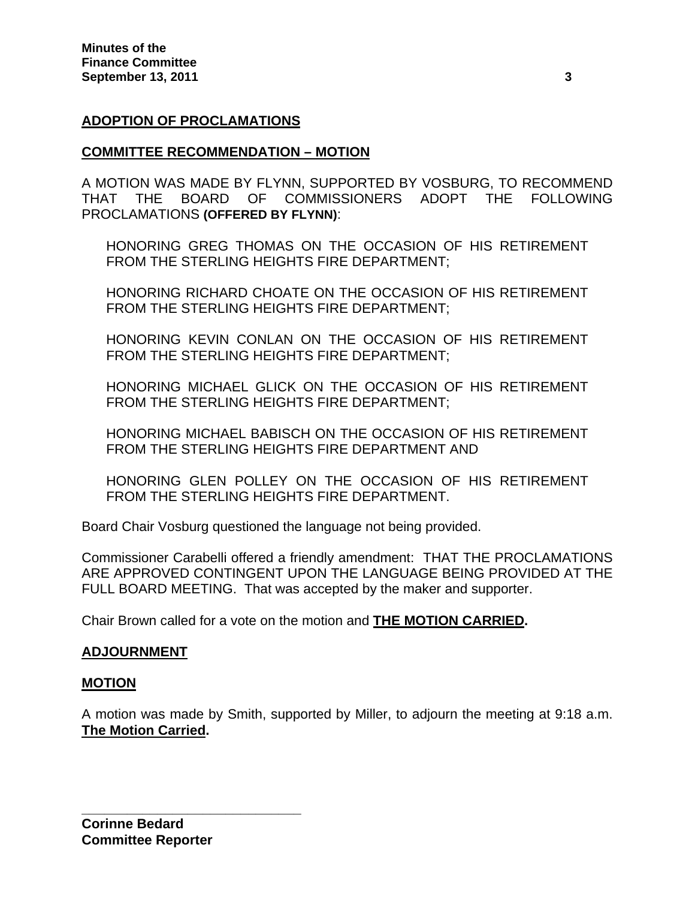**ADOPTION OF PROCLAMATIONS**

**COMMITTEE RECOMMENDATION – MOTION**

A MOTION WAS MADE BY FLYNN, SUPPORTED BY VOSBURG, TO RECOMMEND THAT THE BOARD OF COMMISSIONERS ADOPT THE FOLLOWING PROCLAMATIONS **(OFFERED BY FLYNN)**:

HONORING GREG THOMAS ON THE OCCASION OF HIS RETIREMENT FROM THE STERLING HEIGHTS FIRE DEPARTMENT;

HONORING RICHARD CHOATE ON THE OCCASION OF HIS RETIREMENT FROM THE STERLING HEIGHTS FIRE DEPARTMENT;

HONORING KEVIN CONLAN ON THE OCCASION OF HIS RETIREMENT FROM THE STERLING HEIGHTS FIRE DEPARTMENT;

HONORING MICHAEL GLICK ON THE OCCASION OF HIS RETIREMENT FROM THE STERLING HEIGHTS FIRE DEPARTMENT;

HONORING MICHAEL BABISCH ON THE OCCASION OF HIS RETIREMENT FROM THE STERLING HEIGHTS FIRE DEPARTMENT AND

HONORING GLEN POLLEY ON THE OCCASION OF HIS RETIREMENT FROM THE STERLING HEIGHTS FIRE DEPARTMENT.

Board Chair Vosburg questioned the language not being provided.

Commissioner Carabelli offered a friendly amendment: THAT THE PROCLAMATIONS ARE APPROVED CONTINGENT UPON THE LANGUAGE BEING PROVIDED AT THE FULL BOARD MEETING. That was accepted by the maker and supporter.

Chair Brown called for a vote on the motion and **THE MOTION CARRIED.**

**ADJOURNMENT**

**MOTION**

A motion was made by Smith, supported by Miller, to adjourn the meeting at 9:18 a.m. **The Motion Carried.**

\_\_\_\_\_\_\_\_\_\_\_\_\_\_\_\_\_\_\_\_\_\_\_\_\_\_\_\_\_\_

**Corinne Bedard**
**Committee Reporter**